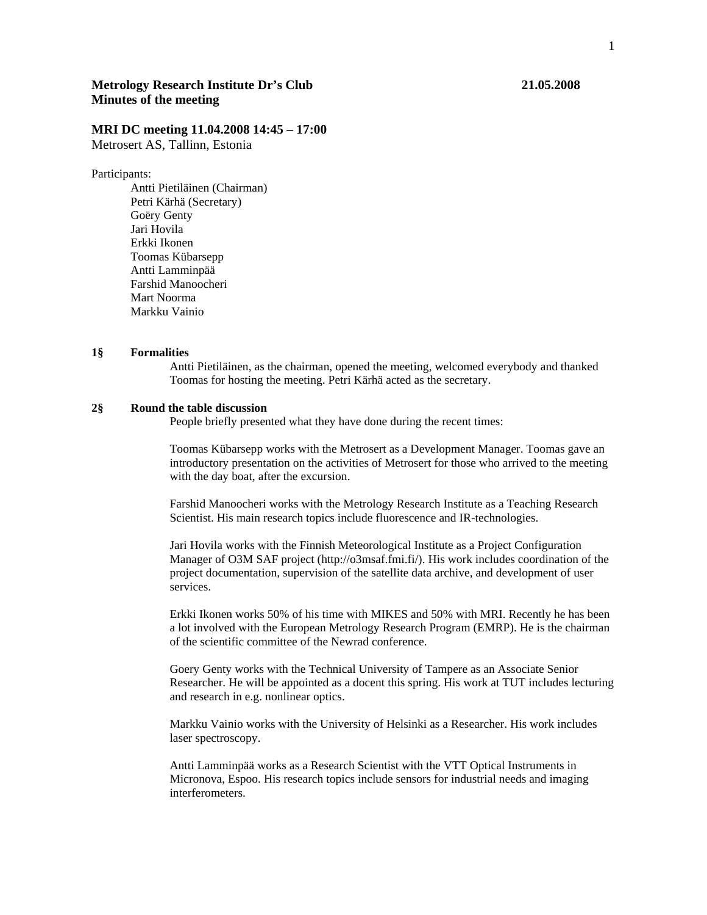**Metrology Research Institute Dr's Club** **21.05.2008**
**Minutes of the meeting**

## MRI DC meeting 11.04.2008 14:45 – 17:00

Metrosert AS, Tallinn, Estonia

Participants:

- Antti Pietiläinen (Chairman)
- Petri Kärhä (Secretary)
- Goëry Genty
- Jari Hovila
- Erkki Ikonen
- Toomas Kübarsepp
- Antti Lamminpää
- Farshid Manoocheri
- Mart Noorma
- Markku Vainio

### 1§ Formalities

Antti Pietiläinen, as the chairman, opened the meeting, welcomed everybody and thanked Toomas for hosting the meeting. Petri Kärhä acted as the secretary.

### 2§ Round the table discussion

People briefly presented what they have done during the recent times:

Toomas Kübarsepp works with the Metrosert as a Development Manager. Toomas gave an introductory presentation on the activities of Metrosert for those who arrived to the meeting with the day boat, after the excursion.

Farshid Manoocheri works with the Metrology Research Institute as a Teaching Research Scientist. His main research topics include fluorescence and IR-technologies.

Jari Hovila works with the Finnish Meteorological Institute as a Project Configuration Manager of O3M SAF project (http://o3msaf.fmi.fi/). His work includes coordination of the project documentation, supervision of the satellite data archive, and development of user services.

Erkki Ikonen works 50% of his time with MIKES and 50% with MRI. Recently he has been a lot involved with the European Metrology Research Program (EMRP). He is the chairman of the scientific committee of the Newrad conference.

Goery Genty works with the Technical University of Tampere as an Associate Senior Researcher. He will be appointed as a docent this spring. His work at TUT includes lecturing and research in e.g. nonlinear optics.

Markku Vainio works with the University of Helsinki as a Researcher. His work includes laser spectroscopy.

Antti Lamminpää works as a Research Scientist with the VTT Optical Instruments in Micronova, Espoo. His research topics include sensors for industrial needs and imaging interferometers.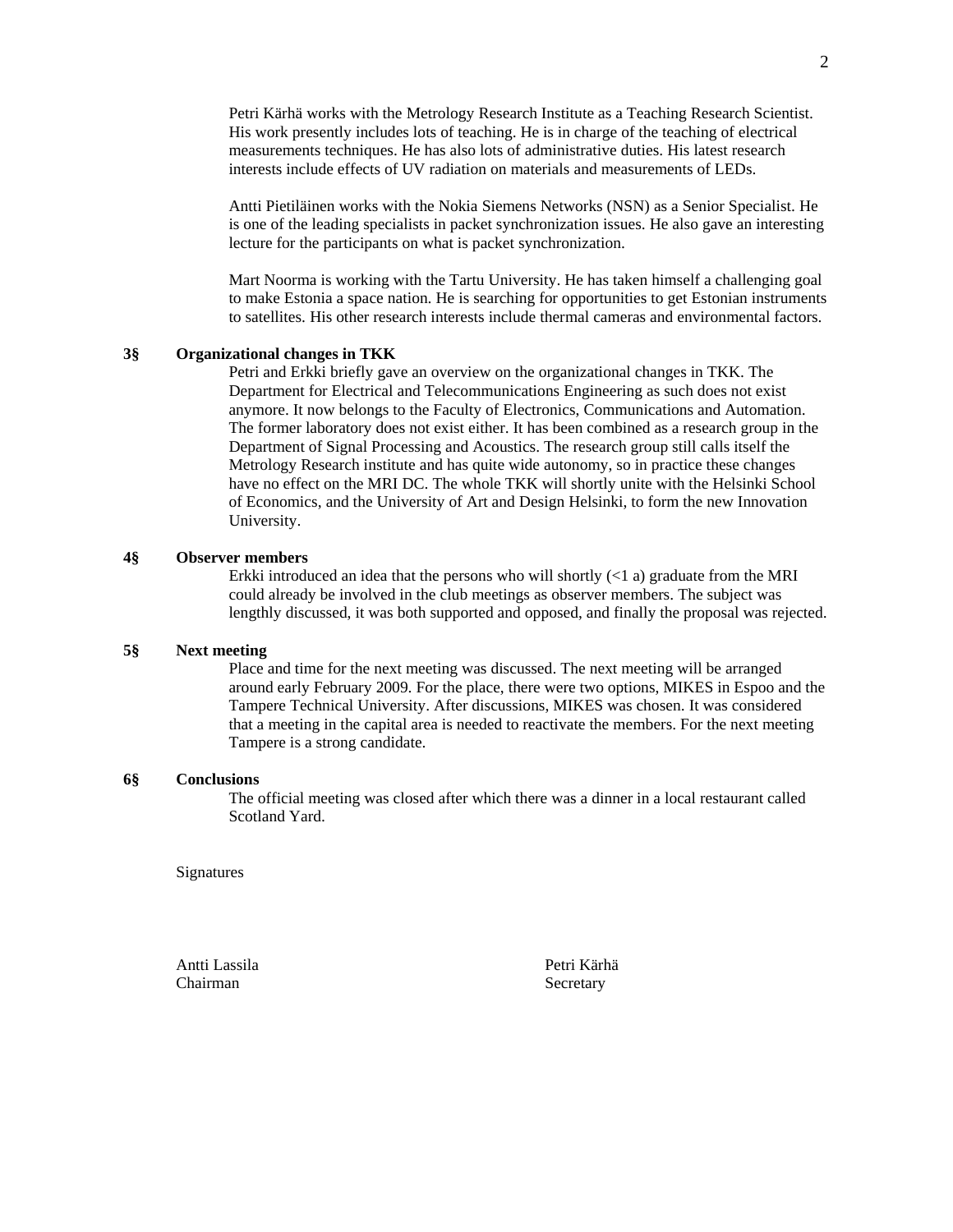Petri Kärhä works with the Metrology Research Institute as a Teaching Research Scientist. His work presently includes lots of teaching. He is in charge of the teaching of electrical measurements techniques. He has also lots of administrative duties. His latest research interests include effects of UV radiation on materials and measurements of LEDs.

Antti Pietiläinen works with the Nokia Siemens Networks (NSN) as a Senior Specialist. He is one of the leading specialists in packet synchronization issues. He also gave an interesting lecture for the participants on what is packet synchronization.

Mart Noorma is working with the Tartu University. He has taken himself a challenging goal to make Estonia a space nation. He is searching for opportunities to get Estonian instruments to satellites. His other research interests include thermal cameras and environmental factors.

**3§ Organizational changes in TKK**

Petri and Erkki briefly gave an overview on the organizational changes in TKK. The Department for Electrical and Telecommunications Engineering as such does not exist anymore. It now belongs to the Faculty of Electronics, Communications and Automation. The former laboratory does not exist either. It has been combined as a research group in the Department of Signal Processing and Acoustics. The research group still calls itself the Metrology Research institute and has quite wide autonomy, so in practice these changes have no effect on the MRI DC. The whole TKK will shortly unite with the Helsinki School of Economics, and the University of Art and Design Helsinki, to form the new Innovation University.

**4§ Observer members**

Erkki introduced an idea that the persons who will shortly (<1 a) graduate from the MRI could already be involved in the club meetings as observer members. The subject was lengthly discussed, it was both supported and opposed, and finally the proposal was rejected.

**5§ Next meeting**

Place and time for the next meeting was discussed. The next meeting will be arranged around early February 2009. For the place, there were two options, MIKES in Espoo and the Tampere Technical University. After discussions, MIKES was chosen. It was considered that a meeting in the capital area is needed to reactivate the members. For the next meeting Tampere is a strong candidate.

**6§ Conclusions**

The official meeting was closed after which there was a dinner in a local restaurant called Scotland Yard.

Signatures

| | |
|---|---|
| Antti Lassila | Petri Kärhä |
| Chairman | Secretary |